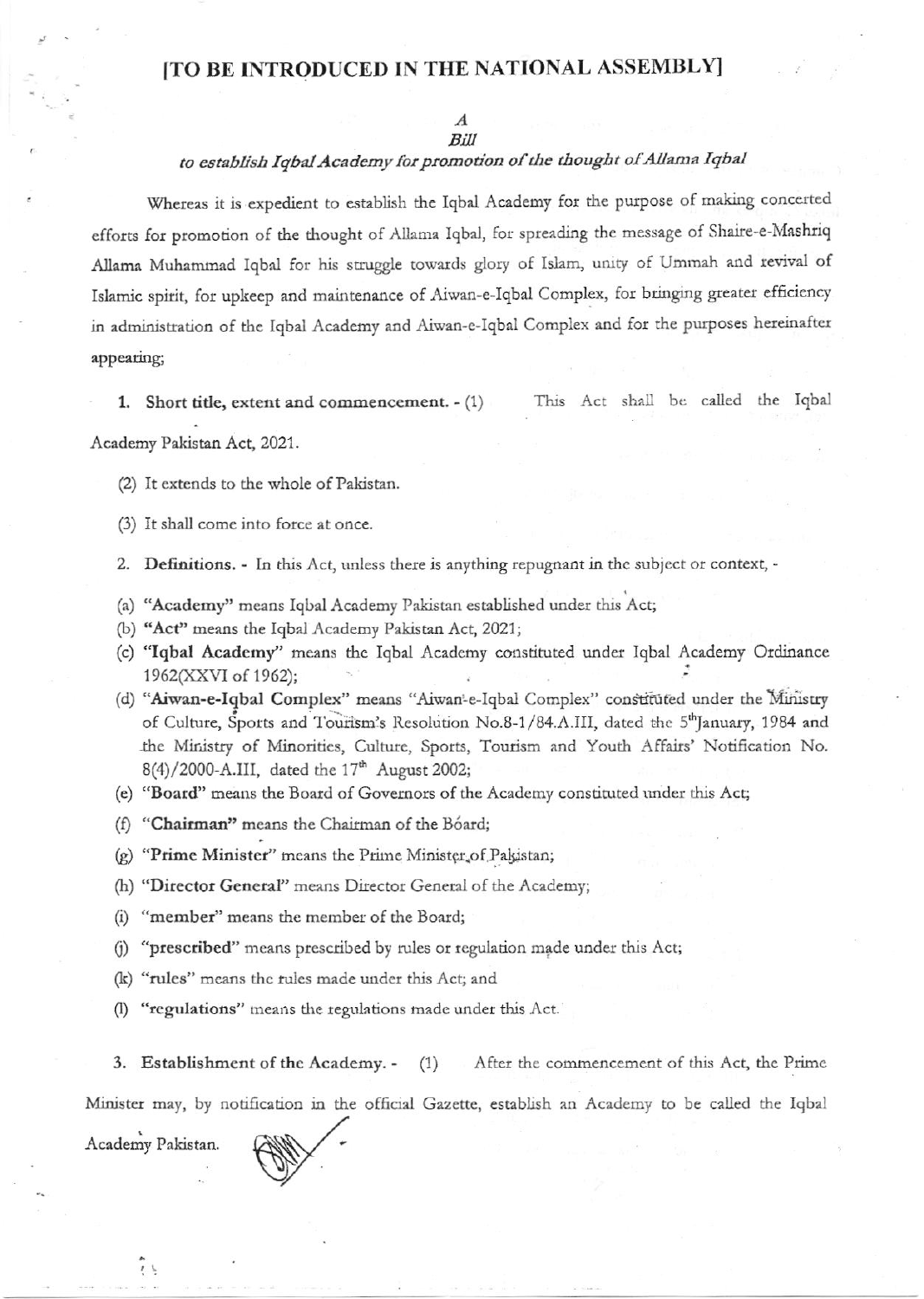# [TO BE INTRODUCED IN THE NATIONAL ASSEMBLY]

*A*
*Bill*

*to establish Iqbal Academy for promotion of the thought of Allama Iqbal*

Whereas it is expedient to establish the Iqbal Academy for the purpose of making concerted efforts for promotion of the thought of Allama Iqbal, for spreading the message of Shaire-e-Mashriq Allama Muhammad Iqbal for his struggle towards glory of Islam, unity of Ummah and revival of Islamic spirit, for upkeep and maintenance of Aiwan-e-Iqbal Complex, for bringing greater efficiency in administration of the Iqbal Academy and Aiwan-e-Iqbal Complex and for the purposes hereinafter appearing;

1. **Short title, extent and commencement.** - (1) This Act shall be called the Iqbal Academy Pakistan Act, 2021.

   (2) It extends to the whole of Pakistan.

   (3) It shall come into force at once.

2. **Definitions.** - In this Act, unless there is anything repugnant in the subject or context, -

   (a) **"Academy"** means Iqbal Academy Pakistan established under this Act;
   (b) **"Act"** means the Iqbal Academy Pakistan Act, 2021;
   (c) **"Iqbal Academy"** means the Iqbal Academy constituted under Iqbal Academy Ordinance 1962(XXVI of 1962);
   (d) **"Aiwan-e-Iqbal Complex"** means "Aiwan-e-Iqbal Complex" constituted under the Ministry of Culture, Sports and Tourism's Resolution No.8-1/84.A.III, dated the 5th January, 1984 and the Ministry of Minorities, Culture, Sports, Tourism and Youth Affairs' Notification No. 8(4)/2000-A.III, dated the 17th August 2002;
   (e) **"Board"** means the Board of Governors of the Academy constituted under this Act;
   (f) **"Chairman"** means the Chairman of the Board;
   (g) **"Prime Minister"** means the Prime Minister of Pakistan;
   (h) **"Director General"** means Director General of the Academy;
   (i) **"member"** means the member of the Board;
   (j) **"prescribed"** means prescribed by rules or regulation made under this Act;
   (k) **"rules"** means the rules made under this Act; and
   (l) **"regulations"** means the regulations made under this Act.

3. **Establishment of the Academy.** - (1) After the commencement of this Act, the Prime Minister may, by notification in the official Gazette, establish an Academy to be called the Iqbal Academy Pakistan.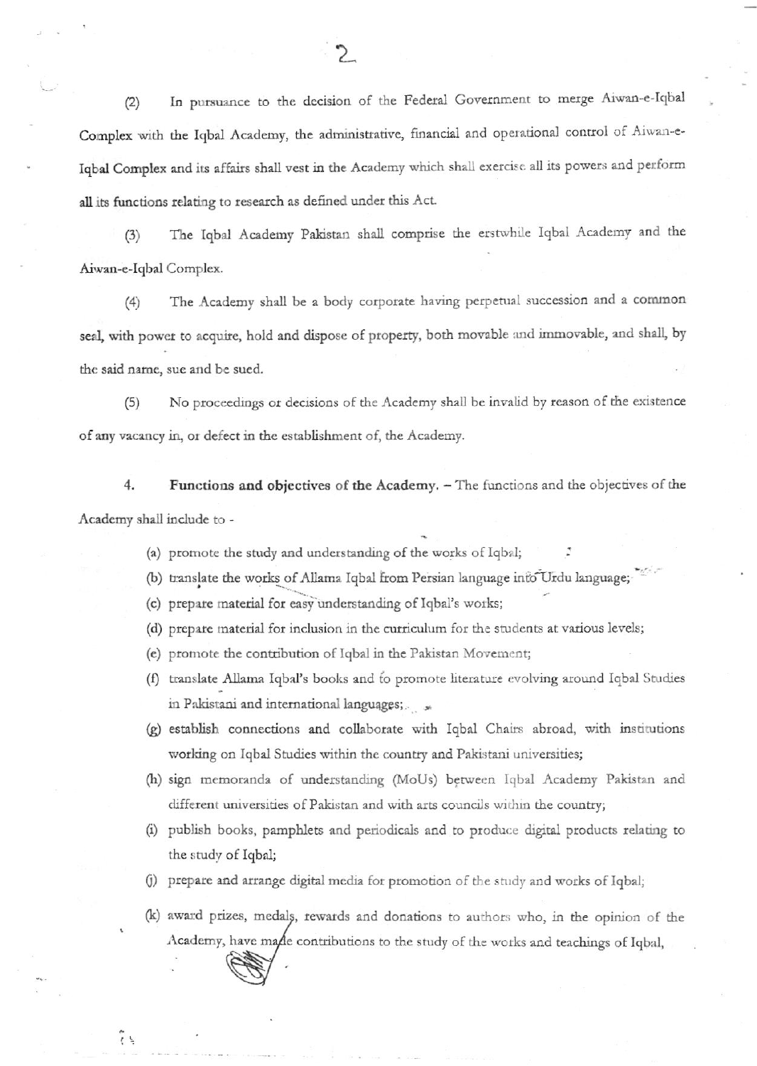(2) In pursuance to the decision of the Federal Government to merge Aiwan-e-Iqbal Complex with the Iqbal Academy, the administrative, financial and operational control of Aiwan-e-Iqbal Complex and its affairs shall vest in the Academy which shall exercise all its powers and perform all its functions relating to research as defined under this Act.

(3) The Iqbal Academy Pakistan shall comprise the erstwhile Iqbal Academy and the Aiwan-e-Iqbal Complex.

(4) The Academy shall be a body corporate having perpetual succession and a common seal, with power to acquire, hold and dispose of property, both movable and immovable, and shall, by the said name, sue and be sued.

(5) No proceedings or decisions of the Academy shall be invalid by reason of the existence of any vacancy in, or defect in the establishment of, the Academy.

4. **Functions and objectives of the Academy.** – The functions and the objectives of the Academy shall include to -

(a) promote the study and understanding of the works of Iqbal;

(b) translate the works of Allama Iqbal from Persian language into Urdu language;

(c) prepare material for easy understanding of Iqbal's works;

(d) prepare material for inclusion in the curriculum for the students at various levels;

(e) promote the contribution of Iqbal in the Pakistan Movement;

(f) translate Allama Iqbal's books and to promote literature evolving around Iqbal Studies in Pakistani and international languages;

(g) establish connections and collaborate with Iqbal Chairs abroad, with institutions working on Iqbal Studies within the country and Pakistani universities;

(h) sign memoranda of understanding (MoUs) between Iqbal Academy Pakistan and different universities of Pakistan and with arts councils within the country;

(i) publish books, pamphlets and periodicals and to produce digital products relating to the study of Iqbal;

(j) prepare and arrange digital media for promotion of the study and works of Iqbal;

(k) award prizes, medals, rewards and donations to authors who, in the opinion of the Academy, have made contributions to the study of the works and teachings of Iqbal,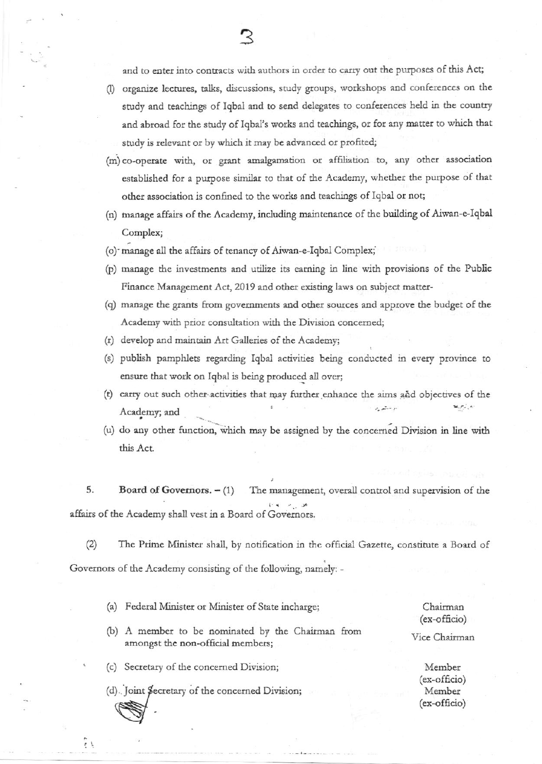and to enter into contracts with authors in order to carry out the purposes of this Act;

(l) organize lectures, talks, discussions, study groups, workshops and conferences on the study and teachings of Iqbal and to send delegates to conferences held in the country and abroad for the study of Iqbal's works and teachings, or for any matter to which that study is relevant or by which it may be advanced or profited;

(m) co-operate with, or grant amalgamation or affiliation to, any other association established for a purpose similar to that of the Academy, whether the purpose of that other association is confined to the works and teachings of Iqbal or not;

(n) manage affairs of the Academy, including maintenance of the building of Aiwan-e-Iqbal Complex;

(o) manage all the affairs of tenancy of Aiwan-e-Iqbal Complex;

(p) manage the investments and utilize its earning in line with provisions of the Public Finance Management Act, 2019 and other existing laws on subject matter-

(q) manage the grants from governments and other sources and approve the budget of the Academy with prior consultation with the Division concerned;

(r) develop and maintain Art Galleries of the Academy;

(s) publish pamphlets regarding Iqbal activities being conducted in every province to ensure that work on Iqbal is being produced all over;

(t) carry out such other activities that may further enhance the aims and objectives of the Academy; and

(u) do any other function, which may be assigned by the concerned Division in line with this Act.

5. **Board of Governors.** – (1) The management, overall control and supervision of the affairs of the Academy shall vest in a Board of Governors.

(2) The Prime Minister shall, by notification in the official Gazette, constitute a Board of Governors of the Academy consisting of the following, namely: -

| | |
|---|---|
| (a) Federal Minister or Minister of State incharge; | Chairman (ex-officio) |
| (b) A member to be nominated by the Chairman from amongst the non-official members; | Vice Chairman |
| (c) Secretary of the concerned Division; | Member (ex-officio) |
| (d) Joint Secretary of the concerned Division; | Member (ex-officio) |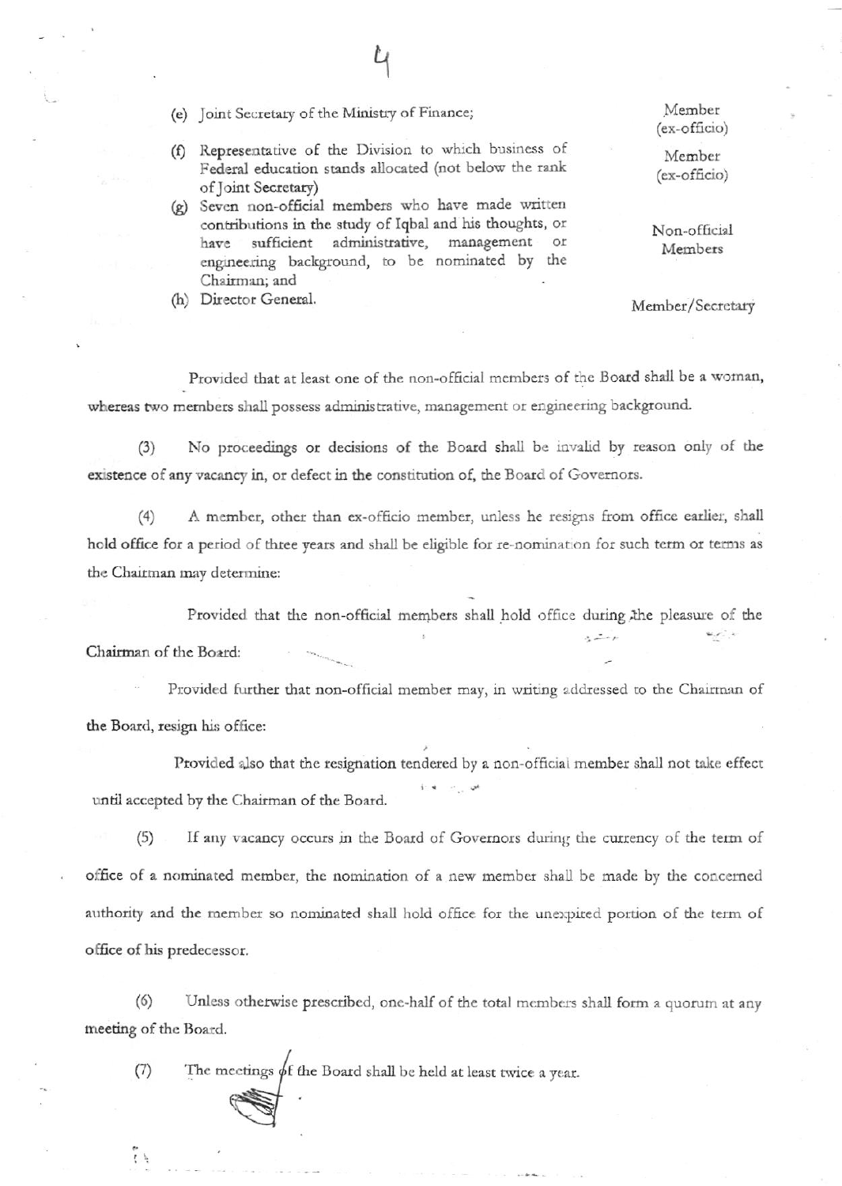(e) Joint Secretary of the Ministry of Finance; — Member (ex-officio)

(f) Representative of the Division to which business of Federal education stands allocated (not below the rank of Joint Secretary) — Member (ex-officio)

(g) Seven non-official members who have made written contributions in the study of Iqbal and his thoughts, or have sufficient administrative, management or engineering background, to be nominated by the Chairman; and — Non-official Members

(h) Director General. — Member/Secretary

Provided that at least one of the non-official members of the Board shall be a woman, whereas two members shall possess administrative, management or engineering background.

(3) No proceedings or decisions of the Board shall be invalid by reason only of the existence of any vacancy in, or defect in the constitution of, the Board of Governors.

(4) A member, other than ex-officio member, unless he resigns from office earlier, shall hold office for a period of three years and shall be eligible for re-nomination for such term or terms as the Chairman may determine:

Provided that the non-official members shall hold office during the pleasure of the Chairman of the Board:

Provided further that non-official member may, in writing addressed to the Chairman of the Board, resign his office:

Provided also that the resignation tendered by a non-official member shall not take effect until accepted by the Chairman of the Board.

(5) If any vacancy occurs in the Board of Governors during the currency of the term of office of a nominated member, the nomination of a new member shall be made by the concerned authority and the member so nominated shall hold office for the unexpired portion of the term of office of his predecessor.

(6) Unless otherwise prescribed, one-half of the total members shall form a quorum at any meeting of the Board.

(7) The meetings of the Board shall be held at least twice a year.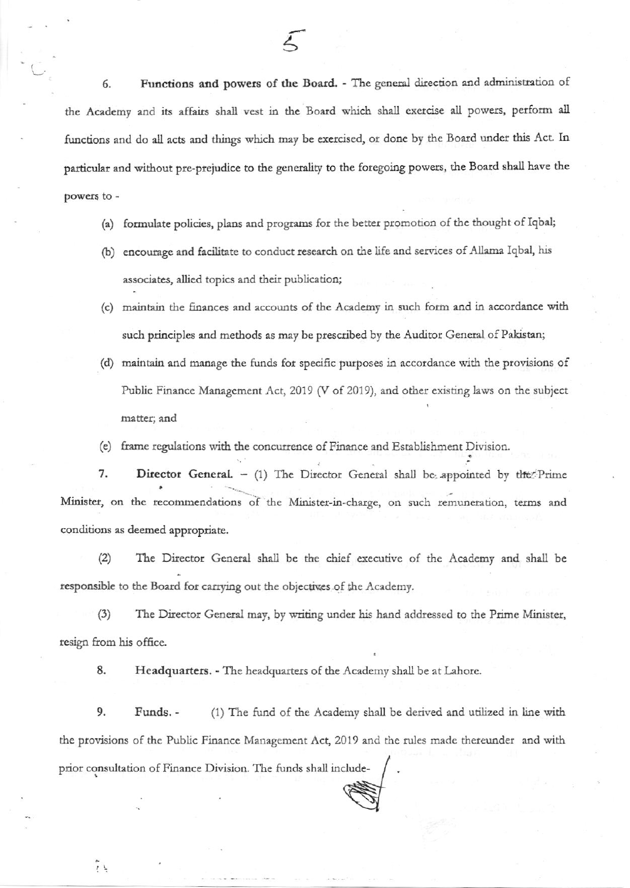6. **Functions and powers of the Board.** - The general direction and administration of the Academy and its affairs shall vest in the Board which shall exercise all powers, perform all functions and do all acts and things which may be exercised, or done by the Board under this Act. In particular and without pre-prejudice to the generality to the foregoing powers, the Board shall have the powers to -

(a) formulate policies, plans and programs for the better promotion of the thought of Iqbal;

(b) encourage and facilitate to conduct research on the life and services of Allama Iqbal, his associates, allied topics and their publication;

(c) maintain the finances and accounts of the Academy in such form and in accordance with such principles and methods as may be prescribed by the Auditor General of Pakistan;

(d) maintain and manage the funds for specific purposes in accordance with the provisions of Public Finance Management Act, 2019 (V of 2019), and other existing laws on the subject matter; and

(e) frame regulations with the concurrence of Finance and Establishment Division.

7. **Director General.** – (1) The Director General shall be appointed by the Prime Minister, on the recommendations of the Minister-in-charge, on such remuneration, terms and conditions as deemed appropriate.

(2) The Director General shall be the chief executive of the Academy and shall be responsible to the Board for carrying out the objectives of the Academy.

(3) The Director General may, by writing under his hand addressed to the Prime Minister, resign from his office.

8. **Headquarters.** - The headquarters of the Academy shall be at Lahore.

9. **Funds.** - (1) The fund of the Academy shall be derived and utilized in line with the provisions of the Public Finance Management Act, 2019 and the rules made thereunder and with prior consultation of Finance Division. The funds shall include-